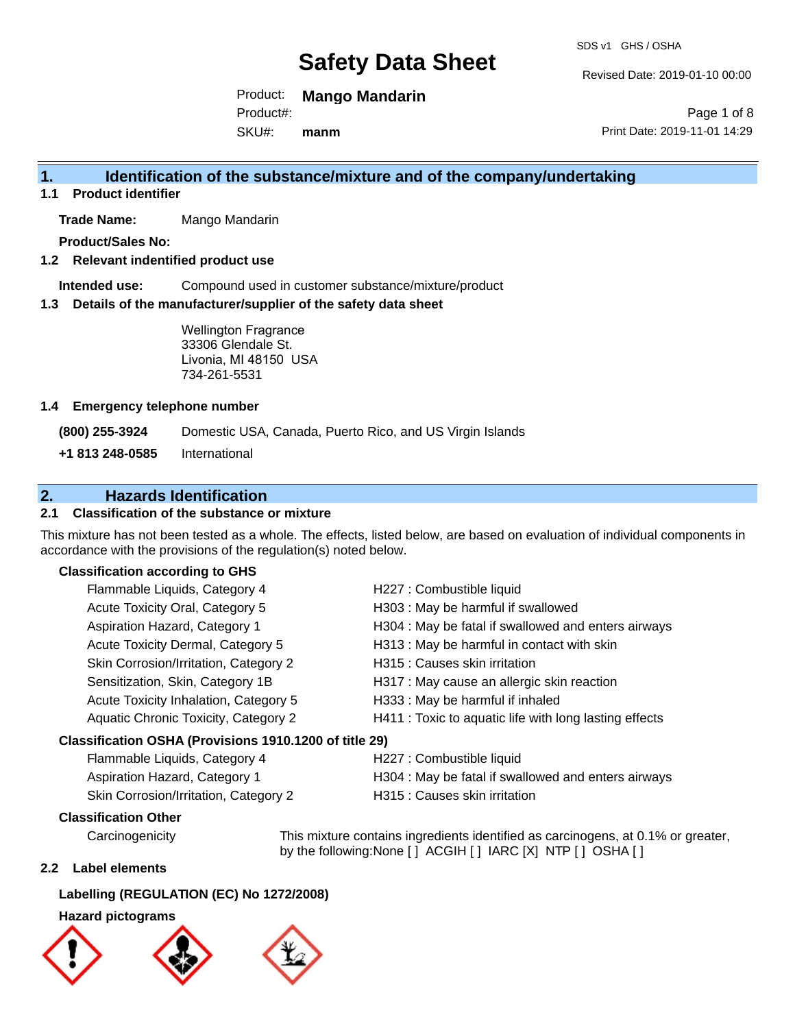# Safety Data Sheet

SDS v1 GHS / OSHA

Revised Date: 2019-01-10 00:00

Product: **Mango Mandarin**
Product#:
SKU#: **manm**

Print Date: 2019-11-01 14:29

## 1. Identification of the substance/mixture and of the company/undertaking

### 1.1 Product identifier

**Trade Name:** Mango Mandarin

**Product/Sales No:**

### 1.2 Relevant indentified product use

**Intended use:** Compound used in customer substance/mixture/product

### 1.3 Details of the manufacturer/supplier of the safety data sheet

Wellington Fragrance
33306 Glendale St.
Livonia, MI 48150 USA
734-261-5531

### 1.4 Emergency telephone number

| | |
|---|---|
| **(800) 255-3924** | Domestic USA, Canada, Puerto Rico, and US Virgin Islands |
| **+1 813 248-0585** | International |

## 2. Hazards Identification

### 2.1 Classification of the substance or mixture

This mixture has not been tested as a whole. The effects, listed below, are based on evaluation of individual components in accordance with the provisions of the regulation(s) noted below.

**Classification according to GHS**

| | |
|---|---|
| Flammable Liquids, Category 4 | H227 : Combustible liquid |
| Acute Toxicity Oral, Category 5 | H303 : May be harmful if swallowed |
| Aspiration Hazard, Category 1 | H304 : May be fatal if swallowed and enters airways |
| Acute Toxicity Dermal, Category 5 | H313 : May be harmful in contact with skin |
| Skin Corrosion/Irritation, Category 2 | H315 : Causes skin irritation |
| Sensitization, Skin, Category 1B | H317 : May cause an allergic skin reaction |
| Acute Toxicity Inhalation, Category 5 | H333 : May be harmful if inhaled |
| Aquatic Chronic Toxicity, Category 2 | H411 : Toxic to aquatic life with long lasting effects |

**Classification OSHA (Provisions 1910.1200 of title 29)**

| | |
|---|---|
| Flammable Liquids, Category 4 | H227 : Combustible liquid |
| Aspiration Hazard, Category 1 | H304 : May be fatal if swallowed and enters airways |
| Skin Corrosion/Irritation, Category 2 | H315 : Causes skin irritation |

**Classification Other**

Carcinogenicity — This mixture contains ingredients identified as carcinogens, at 0.1% or greater, by the following:None [ ] ACGIH [ ] IARC [X] NTP [ ] OSHA [ ]

### 2.2 Label elements

**Labelling (REGULATION (EC) No 1272/2008)**

**Hazard pictograms**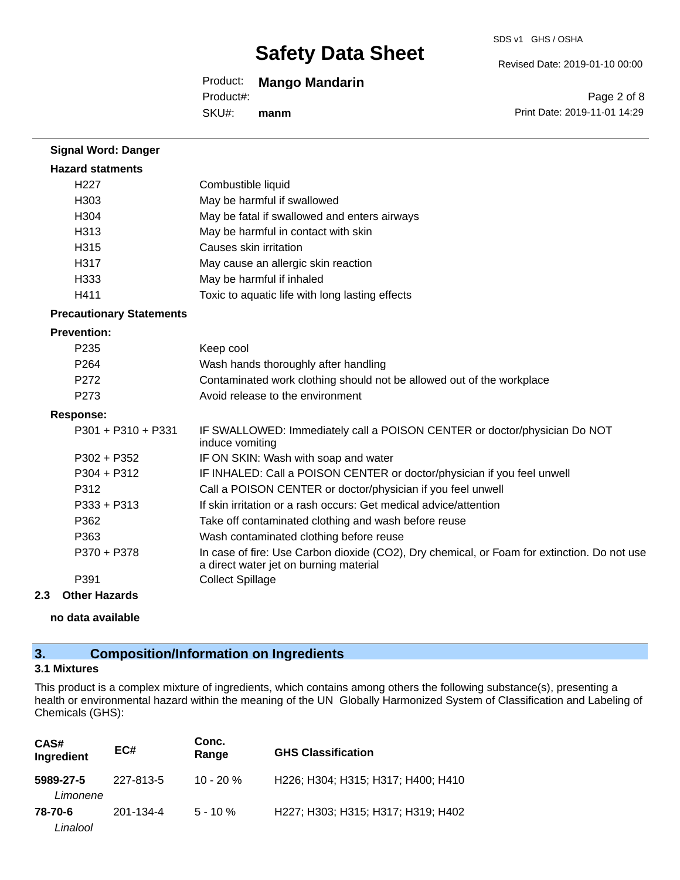**Signal Word: Danger**

**Hazard statments**

| | |
|---|---|
| H227 | Combustible liquid |
| H303 | May be harmful if swallowed |
| H304 | May be fatal if swallowed and enters airways |
| H313 | May be harmful in contact with skin |
| H315 | Causes skin irritation |
| H317 | May cause an allergic skin reaction |
| H333 | May be harmful if inhaled |
| H411 | Toxic to aquatic life with long lasting effects |

**Precautionary Statements**

**Prevention:**

| | |
|---|---|
| P235 | Keep cool |
| P264 | Wash hands thoroughly after handling |
| P272 | Contaminated work clothing should not be allowed out of the workplace |
| P273 | Avoid release to the environment |

**Response:**

| | |
|---|---|
| P301 + P310 + P331 | IF SWALLOWED: Immediately call a POISON CENTER or doctor/physician Do NOT induce vomiting |
| P302 + P352 | IF ON SKIN: Wash with soap and water |
| P304 + P312 | IF INHALED: Call a POISON CENTER or doctor/physician if you feel unwell |
| P312 | Call a POISON CENTER or doctor/physician if you feel unwell |
| P333 + P313 | If skin irritation or a rash occurs: Get medical advice/attention |
| P362 | Take off contaminated clothing and wash before reuse |
| P363 | Wash contaminated clothing before reuse |
| P370 + P378 | In case of fire: Use Carbon dioxide ($CO_2$), Dry chemical, or Foam for extinction. Do not use a direct water jet on burning material |
| P391 | Collect Spillage |

### 2.3 Other Hazards

**no data available**

## 3. Composition/Information on Ingredients

### 3.1 Mixtures

This product is a complex mixture of ingredients, which contains among others the following substance(s), presenting a health or environmental hazard within the meaning of the UN Globally Harmonized System of Classification and Labeling of Chemicals (GHS):

| CAS# Ingredient | EC# | Conc. Range | GHS Classification |
|---|---|---|---|
| **5989-27-5** *Limonene* | 227-813-5 | 10 - 20 % | H226; H304; H315; H317; H400; H410 |
| **78-70-6** *Linalool* | 201-134-4 | 5 - 10 % | H227; H303; H315; H317; H319; H402 |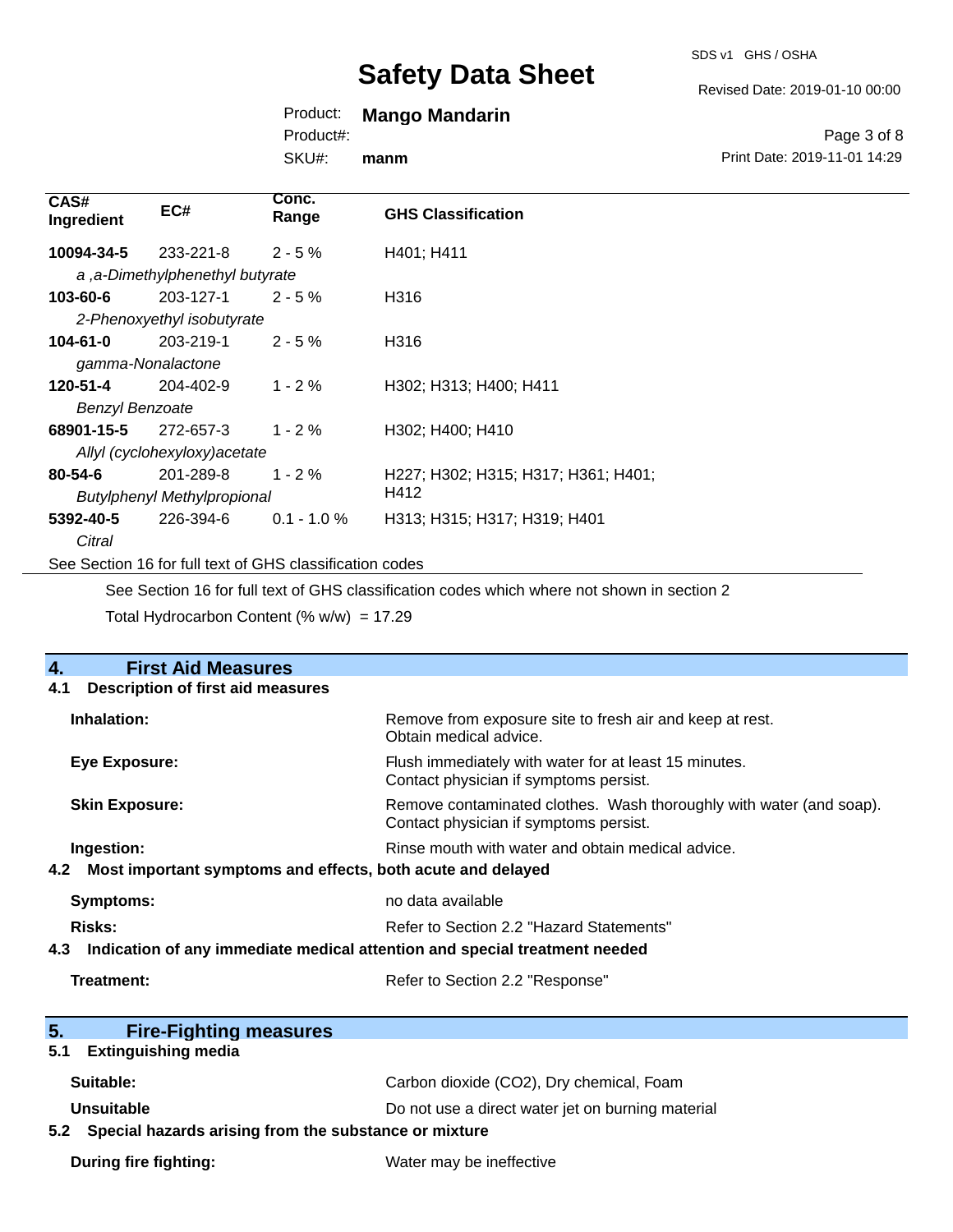| CAS# Ingredient | EC# | Conc. Range | GHS Classification |
|---|---|---|---|
| **10094-34-5** | 233-221-8 | 2 - 5 % | H401; H411 |
| *a ,a-Dimethylphenethyl butyrate* | | | |
| **103-60-6** | 203-127-1 | 2 - 5 % | H316 |
| *2-Phenoxyethyl isobutyrate* | | | |
| **104-61-0** | 203-219-1 | 2 - 5 % | H316 |
| *gamma-Nonalactone* | | | |
| **120-51-4** | 204-402-9 | 1 - 2 % | H302; H313; H400; H411 |
| *Benzyl Benzoate* | | | |
| **68901-15-5** | 272-657-3 | 1 - 2 % | H302; H400; H410 |
| *Allyl (cyclohexyloxy)acetate* | | | |
| **80-54-6** | 201-289-8 | 1 - 2 % | H227; H302; H315; H317; H361; H401; H412 |
| *Butylphenyl Methylpropional* | | | |
| **5392-40-5** | 226-394-6 | 0.1 - 1.0 % | H313; H315; H317; H319; H401 |
| *Citral* | | | |

See Section 16 for full text of GHS classification codes

See Section 16 for full text of GHS classification codes which where not shown in section 2

Total Hydrocarbon Content (% w/w) = 17.29

## 4. First Aid Measures

### 4.1 Description of first aid measures

**Inhalation:** Remove from exposure site to fresh air and keep at rest. Obtain medical advice.

**Eye Exposure:** Flush immediately with water for at least 15 minutes. Contact physician if symptoms persist.

**Skin Exposure:** Remove contaminated clothes. Wash thoroughly with water (and soap). Contact physician if symptoms persist.

**Ingestion:** Rinse mouth with water and obtain medical advice.

### 4.2 Most important symptoms and effects, both acute and delayed

**Symptoms:** no data available

**Risks:** Refer to Section 2.2 "Hazard Statements"

### 4.3 Indication of any immediate medical attention and special treatment needed

**Treatment:** Refer to Section 2.2 "Response"

## 5. Fire-Fighting measures

### 5.1 Extinguishing media

**Suitable:** Carbon dioxide (CO2), Dry chemical, Foam

**Unsuitable** Do not use a direct water jet on burning material

### 5.2 Special hazards arising from the substance or mixture

**During fire fighting:** Water may be ineffective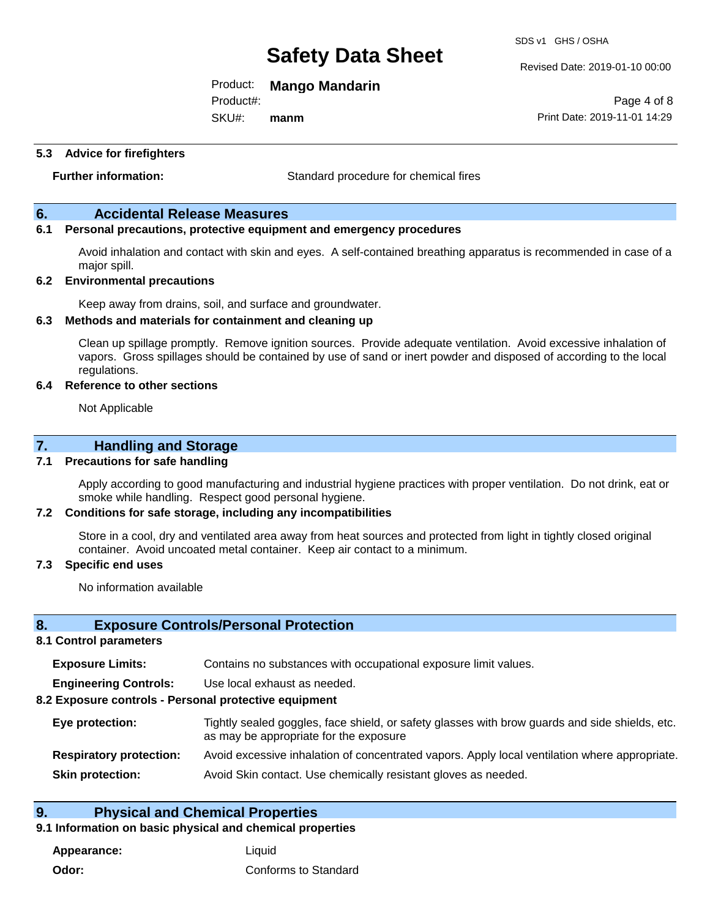### 5.3 Advice for firefighters

**Further information:** Standard procedure for chemical fires

## 6. Accidental Release Measures

### 6.1 Personal precautions, protective equipment and emergency procedures

Avoid inhalation and contact with skin and eyes. A self-contained breathing apparatus is recommended in case of a major spill.

### 6.2 Environmental precautions

Keep away from drains, soil, and surface and groundwater.

### 6.3 Methods and materials for containment and cleaning up

Clean up spillage promptly. Remove ignition sources. Provide adequate ventilation. Avoid excessive inhalation of vapors. Gross spillages should be contained by use of sand or inert powder and disposed of according to the local regulations.

### 6.4 Reference to other sections

Not Applicable

## 7. Handling and Storage

### 7.1 Precautions for safe handling

Apply according to good manufacturing and industrial hygiene practices with proper ventilation. Do not drink, eat or smoke while handling. Respect good personal hygiene.

### 7.2 Conditions for safe storage, including any incompatibilities

Store in a cool, dry and ventilated area away from heat sources and protected from light in tightly closed original container. Avoid uncoated metal container. Keep air contact to a minimum.

### 7.3 Specific end uses

No information available

## 8. Exposure Controls/Personal Protection

### 8.1 Control parameters

**Exposure Limits:** Contains no substances with occupational exposure limit values.

**Engineering Controls:** Use local exhaust as needed.

### 8.2 Exposure controls - Personal protective equipment

**Eye protection:** Tightly sealed goggles, face shield, or safety glasses with brow guards and side shields, etc. as may be appropriate for the exposure

**Respiratory protection:** Avoid excessive inhalation of concentrated vapors. Apply local ventilation where appropriate.

**Skin protection:** Avoid Skin contact. Use chemically resistant gloves as needed.

## 9. Physical and Chemical Properties

### 9.1 Information on basic physical and chemical properties

**Appearance:** Liquid

**Odor:** Conforms to Standard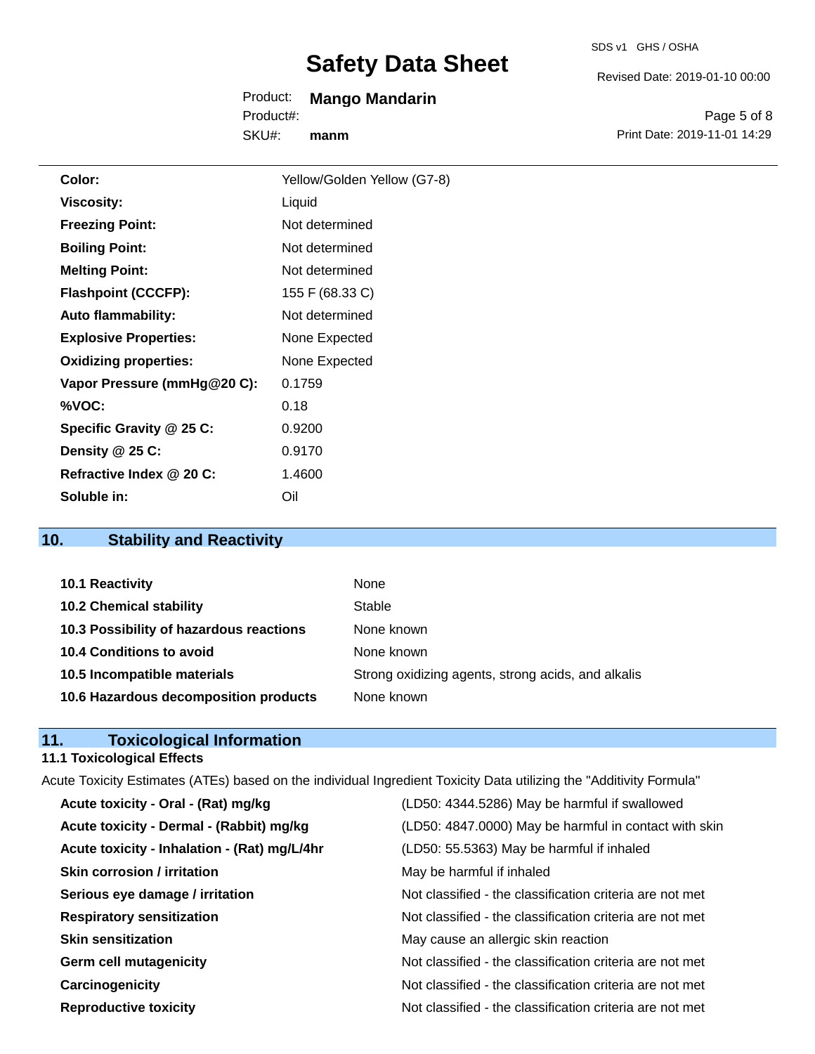| | |
|---|---|
| **Color:** | Yellow/Golden Yellow (G7-8) |
| **Viscosity:** | Liquid |
| **Freezing Point:** | Not determined |
| **Boiling Point:** | Not determined |
| **Melting Point:** | Not determined |
| **Flashpoint (CCCFP):** | 155 F (68.33 C) |
| **Auto flammability:** | Not determined |
| **Explosive Properties:** | None Expected |
| **Oxidizing properties:** | None Expected |
| **Vapor Pressure (mmHg@20 C):** | 0.1759 |
| **%VOC:** | 0.18 |
| **Specific Gravity @ 25 C:** | 0.9200 |
| **Density @ 25 C:** | 0.9170 |
| **Refractive Index @ 20 C:** | 1.4600 |
| **Soluble in:** | Oil |

## 10. Stability and Reactivity

| | |
|---|---|
| **10.1 Reactivity** | None |
| **10.2 Chemical stability** | Stable |
| **10.3 Possibility of hazardous reactions** | None known |
| **10.4 Conditions to avoid** | None known |
| **10.5 Incompatible materials** | Strong oxidizing agents, strong acids, and alkalis |
| **10.6 Hazardous decomposition products** | None known |

## 11. Toxicological Information

### 11.1 Toxicological Effects

Acute Toxicity Estimates (ATEs) based on the individual Ingredient Toxicity Data utilizing the "Additivity Formula"

| | |
|---|---|
| **Acute toxicity - Oral - (Rat) mg/kg** | (LD50: 4344.5286) May be harmful if swallowed |
| **Acute toxicity - Dermal - (Rabbit) mg/kg** | (LD50: 4847.0000) May be harmful in contact with skin |
| **Acute toxicity - Inhalation - (Rat) mg/L/4hr** | (LD50: 55.5363) May be harmful if inhaled |
| **Skin corrosion / irritation** | May be harmful if inhaled |
| **Serious eye damage / irritation** | Not classified - the classification criteria are not met |
| **Respiratory sensitization** | Not classified - the classification criteria are not met |
| **Skin sensitization** | May cause an allergic skin reaction |
| **Germ cell mutagenicity** | Not classified - the classification criteria are not met |
| **Carcinogenicity** | Not classified - the classification criteria are not met |
| **Reproductive toxicity** | Not classified - the classification criteria are not met |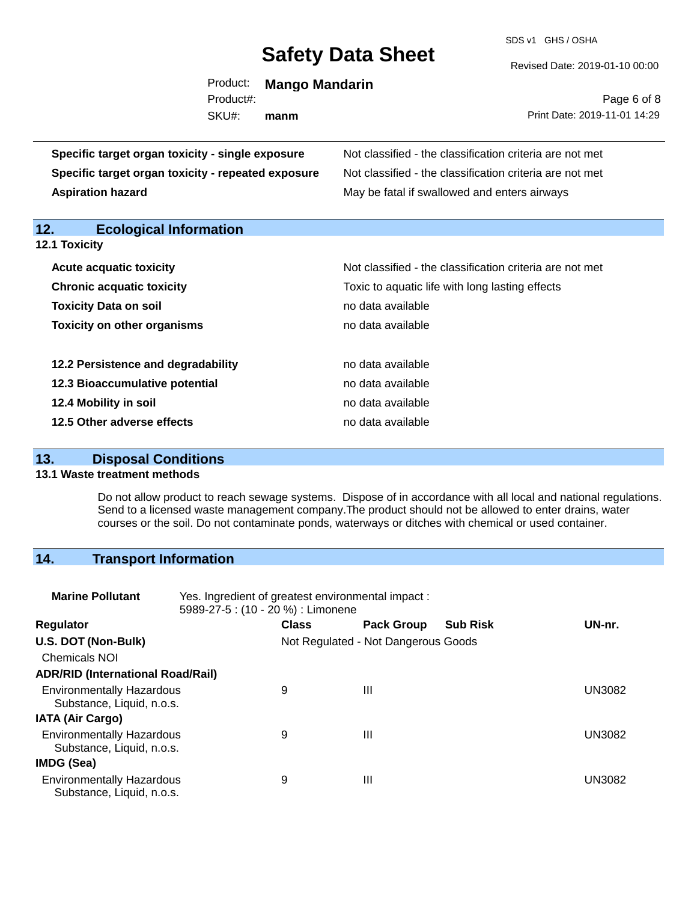| | |
|---|---|
| **Specific target organ toxicity - single exposure** | Not classified - the classification criteria are not met |
| **Specific target organ toxicity - repeated exposure** | Not classified - the classification criteria are not met |
| **Aspiration hazard** | May be fatal if swallowed and enters airways |

## 12. Ecological Information

### 12.1 Toxicity

| | |
|---|---|
| **Acute acquatic toxicity** | Not classified - the classification criteria are not met |
| **Chronic acquatic toxicity** | Toxic to aquatic life with long lasting effects |
| **Toxicity Data on soil** | no data available |
| **Toxicity on other organisms** | no data available |

| | |
|---|---|
| **12.2 Persistence and degradability** | no data available |
| **12.3 Bioaccumulative potential** | no data available |
| **12.4 Mobility in soil** | no data available |
| **12.5 Other adverse effects** | no data available |

## 13. Disposal Conditions

### 13.1 Waste treatment methods

Do not allow product to reach sewage systems. Dispose of in accordance with all local and national regulations. Send to a licensed waste management company.The product should not be allowed to enter drains, water courses or the soil. Do not contaminate ponds, waterways or ditches with chemical or used container.

## 14. Transport Information

**Marine Pollutant** Yes. Ingredient of greatest environmental impact : 5989-27-5 : (10 - 20 %) : Limonene

| Regulator | Class | Pack Group | Sub Risk | UN-nr. |
|---|---|---|---|---|
| **U.S. DOT (Non-Bulk)** | Not Regulated - Not Dangerous Goods | | | |
| Chemicals NOI | | | | |
| **ADR/RID (International Road/Rail)** | | | | |
| Environmentally Hazardous Substance, Liquid, n.o.s. | 9 | III | | UN3082 |
| **IATA (Air Cargo)** | | | | |
| Environmentally Hazardous Substance, Liquid, n.o.s. | 9 | III | | UN3082 |
| **IMDG (Sea)** | | | | |
| Environmentally Hazardous Substance, Liquid, n.o.s. | 9 | III | | UN3082 |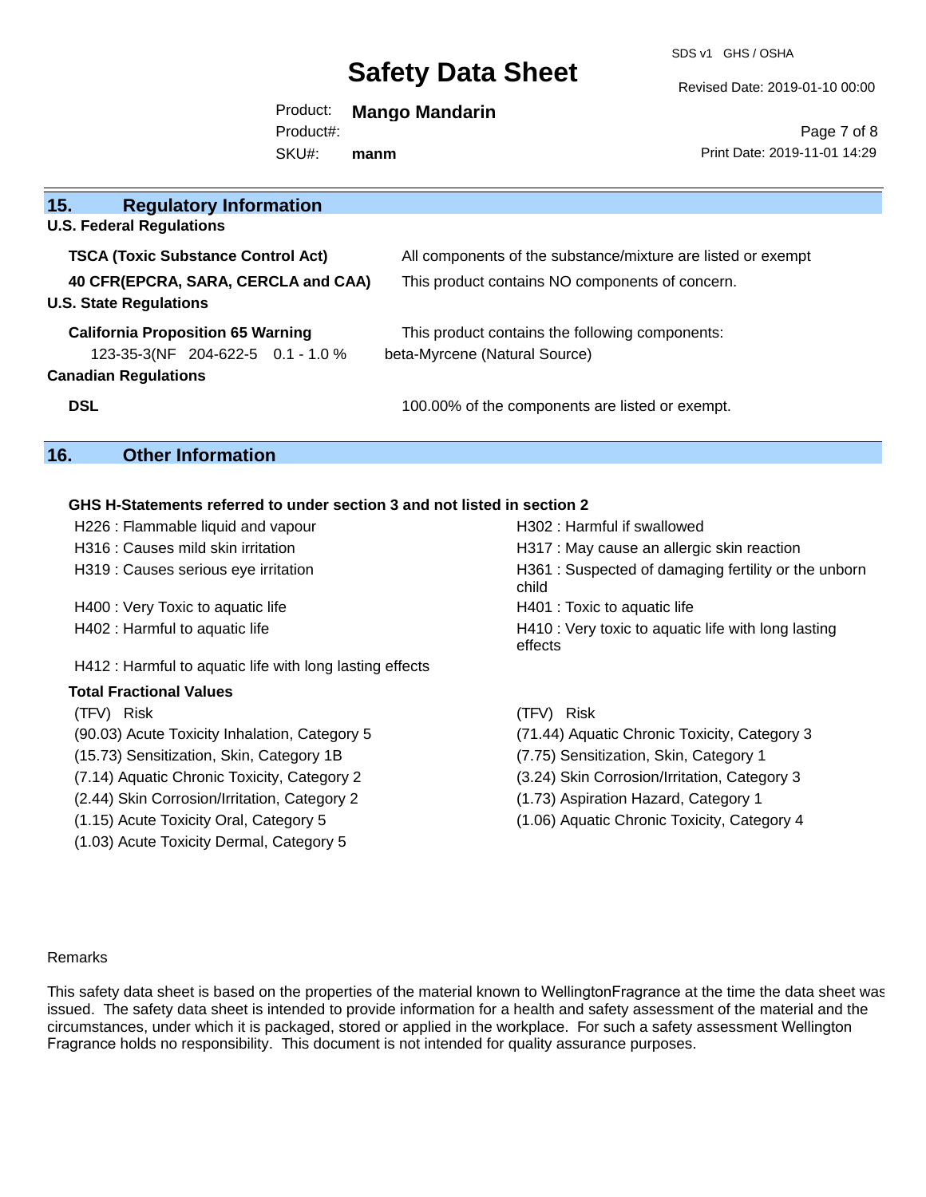## 15. Regulatory Information

**U.S. Federal Regulations**

| | |
|---|---|
| **TSCA (Toxic Substance Control Act)** | All components of the substance/mixture are listed or exempt |
| **40 CFR(EPCRA, SARA, CERCLA and CAA)** | This product contains NO components of concern. |

**U.S. State Regulations**

| | |
|---|---|
| **California Proposition 65 Warning** | This product contains the following components: |
| 123-35-3(NF 204-622-5 0.1 - 1.0 % | beta-Myrcene (Natural Source) |

**Canadian Regulations**

| | |
|---|---|
| **DSL** | 100.00% of the components are listed or exempt. |

## 16. Other Information

**GHS H-Statements referred to under section 3 and not listed in section 2**

H226 : Flammable liquid and vapour
H302 : Harmful if swallowed
H316 : Causes mild skin irritation
H317 : May cause an allergic skin reaction
H319 : Causes serious eye irritation
H361 : Suspected of damaging fertility or the unborn child
H400 : Very Toxic to aquatic life
H401 : Toxic to aquatic life
H402 : Harmful to aquatic life
H410 : Very toxic to aquatic life with long lasting effects
H412 : Harmful to aquatic life with long lasting effects

**Total Fractional Values**

| (TFV) Risk | (TFV) Risk |
|---|---|
| (90.03) Acute Toxicity Inhalation, Category 5 | (71.44) Aquatic Chronic Toxicity, Category 3 |
| (15.73) Sensitization, Skin, Category 1B | (7.75) Sensitization, Skin, Category 1 |
| (7.14) Aquatic Chronic Toxicity, Category 2 | (3.24) Skin Corrosion/Irritation, Category 3 |
| (2.44) Skin Corrosion/Irritation, Category 2 | (1.73) Aspiration Hazard, Category 1 |
| (1.15) Acute Toxicity Oral, Category 5 | (1.06) Aquatic Chronic Toxicity, Category 4 |
| (1.03) Acute Toxicity Dermal, Category 5 | |

Remarks

This safety data sheet is based on the properties of the material known to WellingtonFragrance at the time the data sheet was issued. The safety data sheet is intended to provide information for a health and safety assessment of the material and the circumstances, under which it is packaged, stored or applied in the workplace. For such a safety assessment Wellington Fragrance holds no responsibility. This document is not intended for quality assurance purposes.